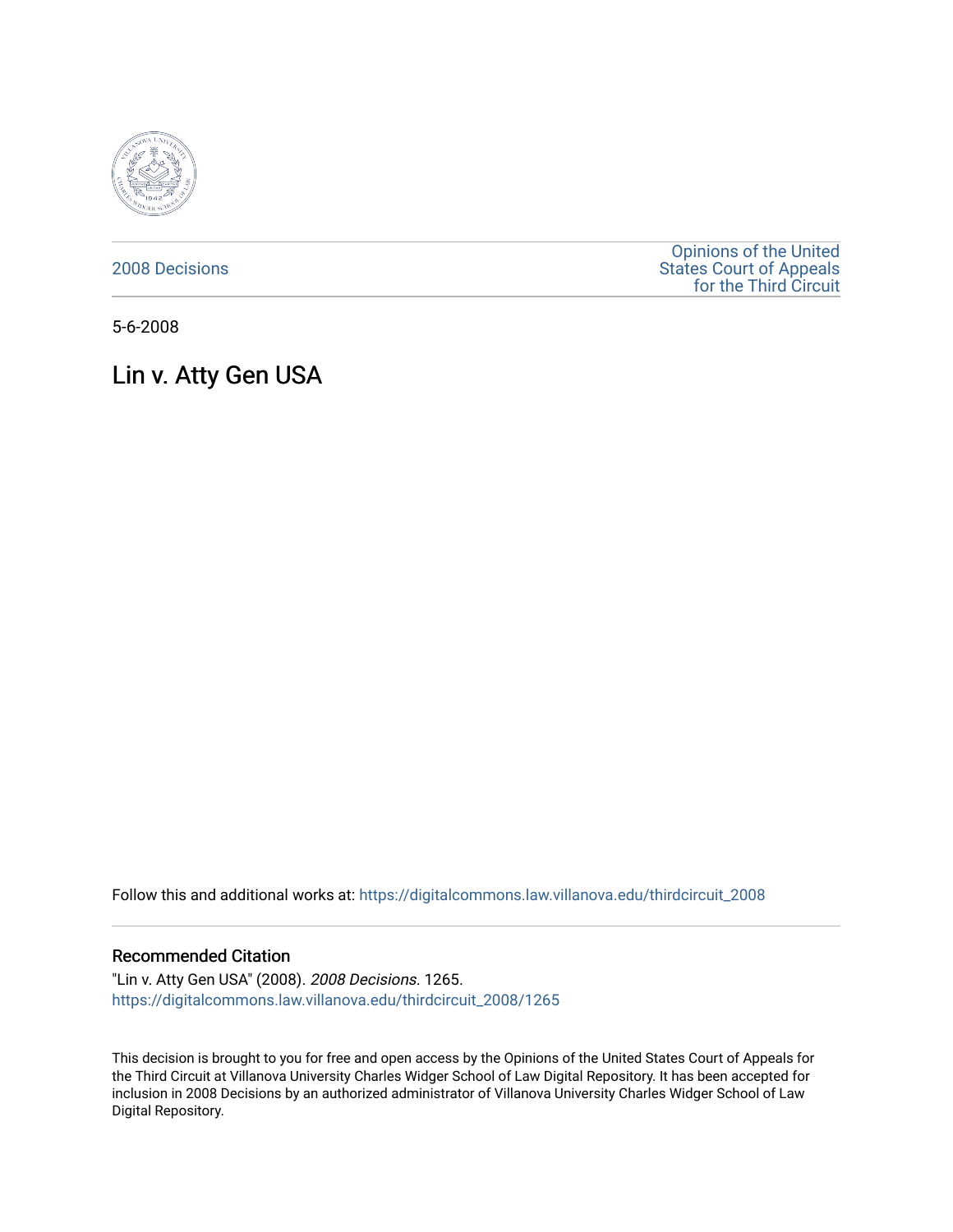2008 Decisions

Opinions of the United States Court of Appeals for the Third Circuit

5-6-2008

# Lin v. Atty Gen USA

Follow this and additional works at: https://digitalcommons.law.villanova.edu/thirdcircuit_2008

## Recommended Citation

"Lin v. Atty Gen USA" (2008). *2008 Decisions*. 1265.
https://digitalcommons.law.villanova.edu/thirdcircuit_2008/1265

This decision is brought to you for free and open access by the Opinions of the United States Court of Appeals for the Third Circuit at Villanova University Charles Widger School of Law Digital Repository. It has been accepted for inclusion in 2008 Decisions by an authorized administrator of Villanova University Charles Widger School of Law Digital Repository.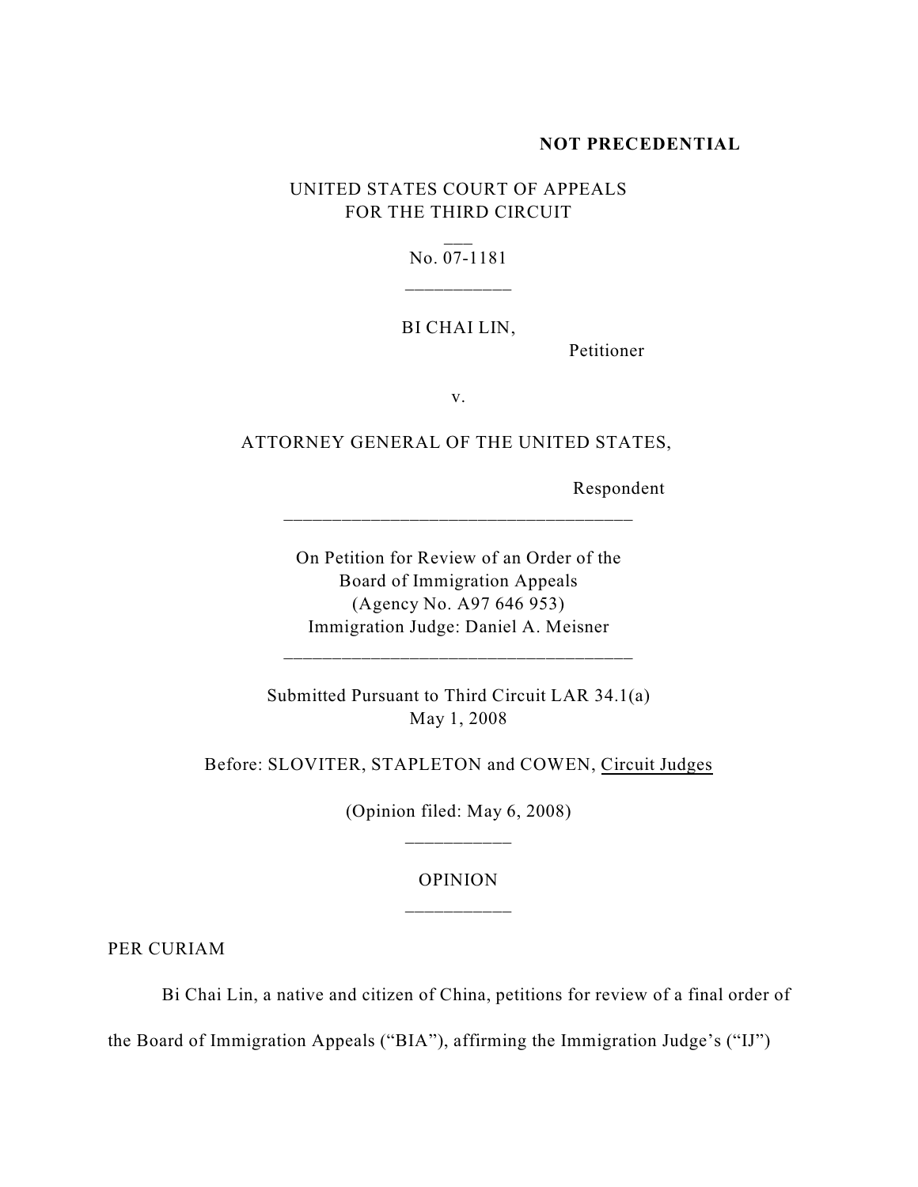**NOT PRECEDENTIAL**

UNITED STATES COURT OF APPEALS
FOR THE THIRD CIRCUIT

No. 07-1181

BI CHAI LIN,

Petitioner

v.

ATTORNEY GENERAL OF THE UNITED STATES,

Respondent

On Petition for Review of an Order of the
Board of Immigration Appeals
(Agency No. A97 646 953)
Immigration Judge: Daniel A. Meisner

Submitted Pursuant to Third Circuit LAR 34.1(a)
May 1, 2008

Before: SLOVITER, STAPLETON and COWEN, Circuit Judges

(Opinion filed: May 6, 2008)

OPINION

PER CURIAM

Bi Chai Lin, a native and citizen of China, petitions for review of a final order of the Board of Immigration Appeals ("BIA"), affirming the Immigration Judge's ("IJ")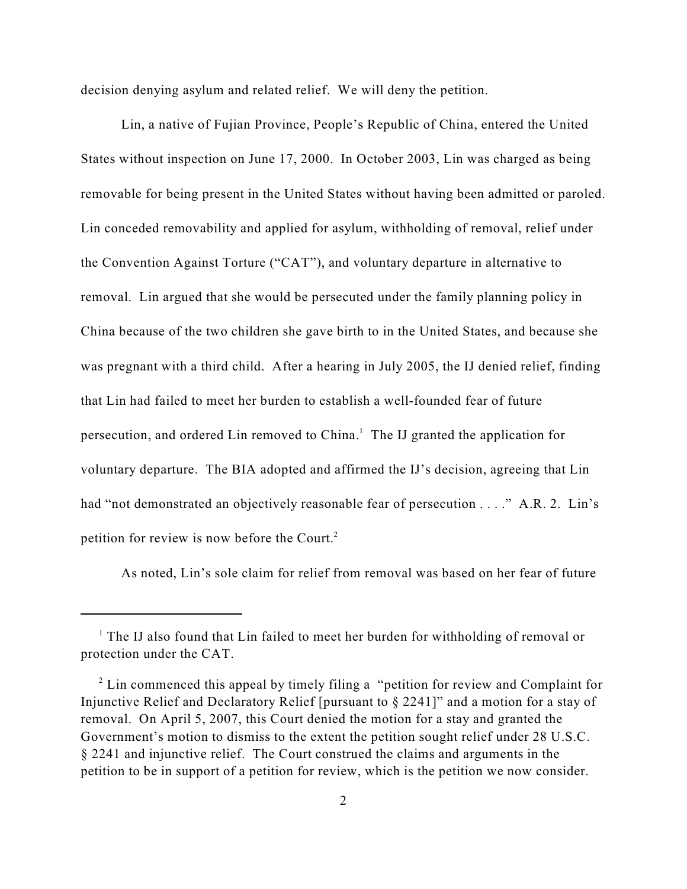decision denying asylum and related relief. We will deny the petition.

Lin, a native of Fujian Province, People's Republic of China, entered the United States without inspection on June 17, 2000. In October 2003, Lin was charged as being removable for being present in the United States without having been admitted or paroled. Lin conceded removability and applied for asylum, withholding of removal, relief under the Convention Against Torture ("CAT"), and voluntary departure in alternative to removal. Lin argued that she would be persecuted under the family planning policy in China because of the two children she gave birth to in the United States, and because she was pregnant with a third child. After a hearing in July 2005, the IJ denied relief, finding that Lin had failed to meet her burden to establish a well-founded fear of future persecution, and ordered Lin removed to China.[1] The IJ granted the application for voluntary departure. The BIA adopted and affirmed the IJ's decision, agreeing that Lin had "not demonstrated an objectively reasonable fear of persecution . . . ." A.R. 2. Lin's petition for review is now before the Court.[2]

As noted, Lin's sole claim for relief from removal was based on her fear of future

---

[1] The IJ also found that Lin failed to meet her burden for withholding of removal or protection under the CAT.

[2] Lin commenced this appeal by timely filing a "petition for review and Complaint for Injunctive Relief and Declaratory Relief [pursuant to § 2241]" and a motion for a stay of removal. On April 5, 2007, this Court denied the motion for a stay and granted the Government's motion to dismiss to the extent the petition sought relief under 28 U.S.C. § 2241 and injunctive relief. The Court construed the claims and arguments in the petition to be in support of a petition for review, which is the petition we now consider.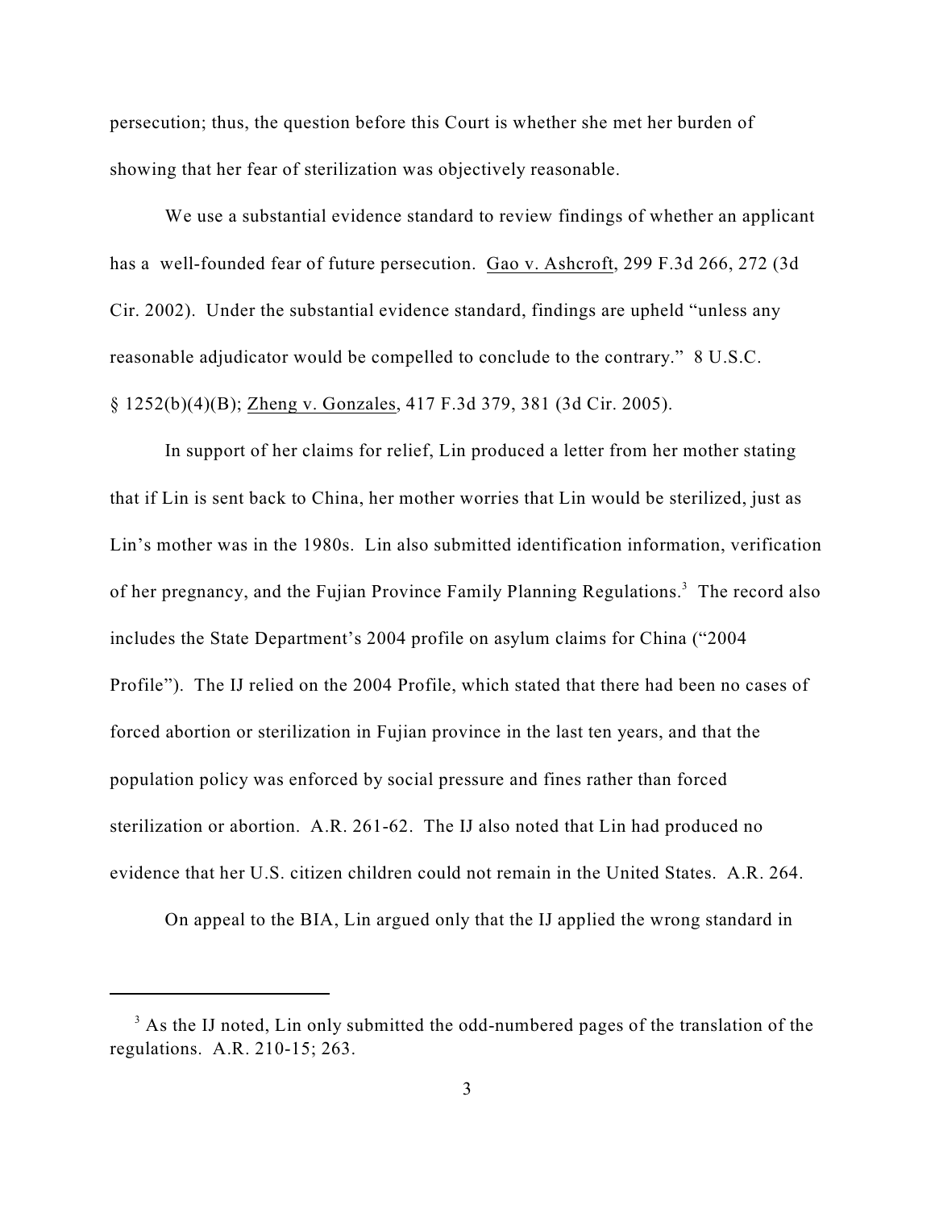persecution; thus, the question before this Court is whether she met her burden of showing that her fear of sterilization was objectively reasonable.

We use a substantial evidence standard to review findings of whether an applicant has a well-founded fear of future persecution. Gao v. Ashcroft, 299 F.3d 266, 272 (3d Cir. 2002). Under the substantial evidence standard, findings are upheld "unless any reasonable adjudicator would be compelled to conclude to the contrary." 8 U.S.C. § 1252(b)(4)(B); Zheng v. Gonzales, 417 F.3d 379, 381 (3d Cir. 2005).

In support of her claims for relief, Lin produced a letter from her mother stating that if Lin is sent back to China, her mother worries that Lin would be sterilized, just as Lin's mother was in the 1980s. Lin also submitted identification information, verification of her pregnancy, and the Fujian Province Family Planning Regulations.[3] The record also includes the State Department's 2004 profile on asylum claims for China ("2004 Profile"). The IJ relied on the 2004 Profile, which stated that there had been no cases of forced abortion or sterilization in Fujian province in the last ten years, and that the population policy was enforced by social pressure and fines rather than forced sterilization or abortion. A.R. 261-62. The IJ also noted that Lin had produced no evidence that her U.S. citizen children could not remain in the United States. A.R. 264.

On appeal to the BIA, Lin argued only that the IJ applied the wrong standard in

[3] As the IJ noted, Lin only submitted the odd-numbered pages of the translation of the regulations. A.R. 210-15; 263.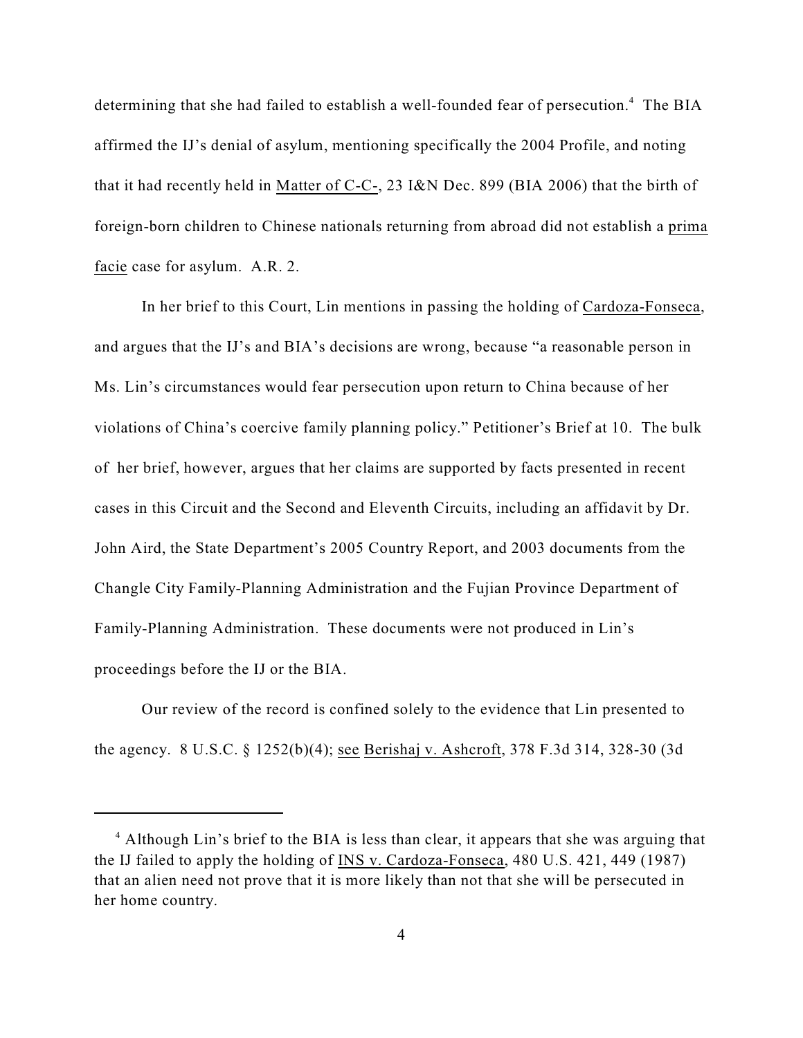determining that she had failed to establish a well-founded fear of persecution.[4] The BIA affirmed the IJ's denial of asylum, mentioning specifically the 2004 Profile, and noting that it had recently held in Matter of C-C-, 23 I&N Dec. 899 (BIA 2006) that the birth of foreign-born children to Chinese nationals returning from abroad did not establish a prima facie case for asylum. A.R. 2.

In her brief to this Court, Lin mentions in passing the holding of Cardoza-Fonseca, and argues that the IJ's and BIA's decisions are wrong, because "a reasonable person in Ms. Lin's circumstances would fear persecution upon return to China because of her violations of China's coercive family planning policy." Petitioner's Brief at 10. The bulk of her brief, however, argues that her claims are supported by facts presented in recent cases in this Circuit and the Second and Eleventh Circuits, including an affidavit by Dr. John Aird, the State Department's 2005 Country Report, and 2003 documents from the Changle City Family-Planning Administration and the Fujian Province Department of Family-Planning Administration. These documents were not produced in Lin's proceedings before the IJ or the BIA.

Our review of the record is confined solely to the evidence that Lin presented to the agency. 8 U.S.C. § 1252(b)(4); see Berishaj v. Ashcroft, 378 F.3d 314, 328-30 (3d

---

[4] Although Lin's brief to the BIA is less than clear, it appears that she was arguing that the IJ failed to apply the holding of INS v. Cardoza-Fonseca, 480 U.S. 421, 449 (1987) that an alien need not prove that it is more likely than not that she will be persecuted in her home country.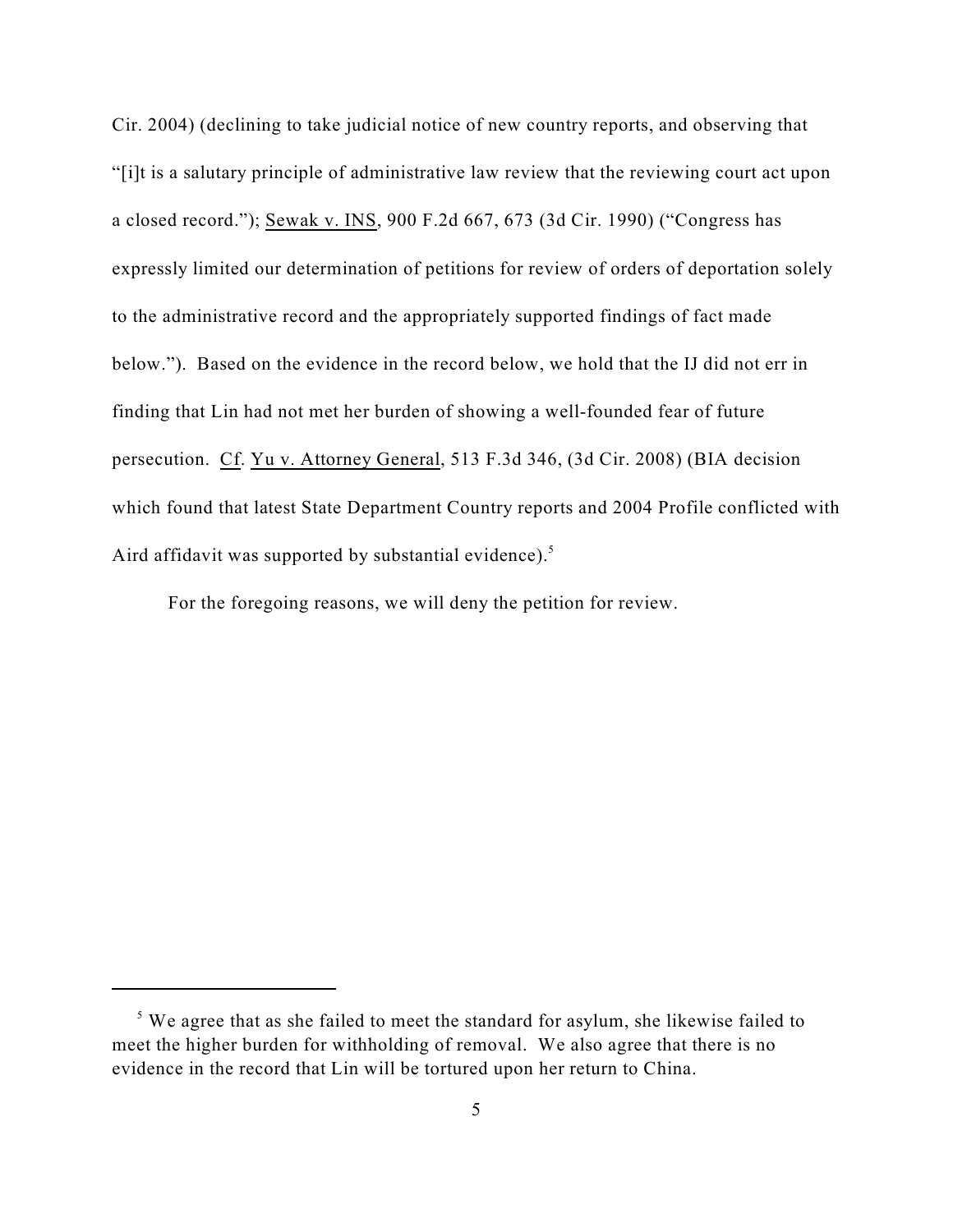Cir. 2004) (declining to take judicial notice of new country reports, and observing that "[i]t is a salutary principle of administrative law review that the reviewing court act upon a closed record."); Sewak v. INS, 900 F.2d 667, 673 (3d Cir. 1990) ("Congress has expressly limited our determination of petitions for review of orders of deportation solely to the administrative record and the appropriately supported findings of fact made below."). Based on the evidence in the record below, we hold that the IJ did not err in finding that Lin had not met her burden of showing a well-founded fear of future persecution. Cf. Yu v. Attorney General, 513 F.3d 346, (3d Cir. 2008) (BIA decision which found that latest State Department Country reports and 2004 Profile conflicted with Aird affidavit was supported by substantial evidence).[5]

For the foregoing reasons, we will deny the petition for review.

---

[5] We agree that as she failed to meet the standard for asylum, she likewise failed to meet the higher burden for withholding of removal. We also agree that there is no evidence in the record that Lin will be tortured upon her return to China.